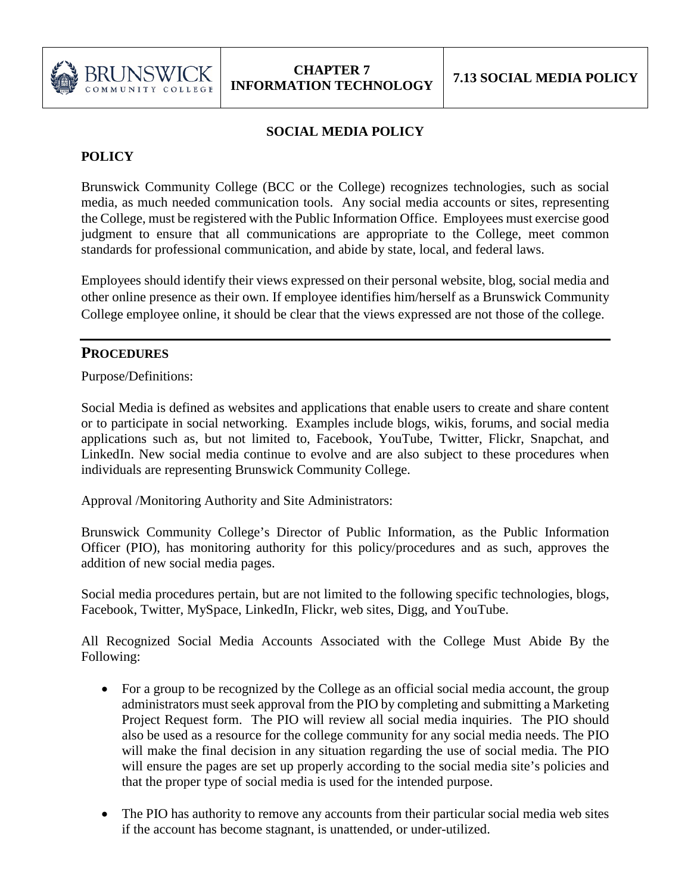| BRUNSWICK COMMUNITY COLLEGE | CHAPTER 7 INFORMATION TECHNOLOGY | 7.13 SOCIAL MEDIA POLICY |
|---|---|---|

# SOCIAL MEDIA POLICY

## POLICY

Brunswick Community College (BCC or the College) recognizes technologies, such as social media, as much needed communication tools. Any social media accounts or sites, representing the College, must be registered with the Public Information Office. Employees must exercise good judgment to ensure that all communications are appropriate to the College, meet common standards for professional communication, and abide by state, local, and federal laws.

Employees should identify their views expressed on their personal website, blog, social media and other online presence as their own. If employee identifies him/herself as a Brunswick Community College employee online, it should be clear that the views expressed are not those of the college.

## PROCEDURES

Purpose/Definitions:

Social Media is defined as websites and applications that enable users to create and share content or to participate in social networking. Examples include blogs, wikis, forums, and social media applications such as, but not limited to, Facebook, YouTube, Twitter, Flickr, Snapchat, and LinkedIn. New social media continue to evolve and are also subject to these procedures when individuals are representing Brunswick Community College.

Approval /Monitoring Authority and Site Administrators:

Brunswick Community College's Director of Public Information, as the Public Information Officer (PIO), has monitoring authority for this policy/procedures and as such, approves the addition of new social media pages.

Social media procedures pertain, but are not limited to the following specific technologies, blogs, Facebook, Twitter, MySpace, LinkedIn, Flickr, web sites, Digg, and YouTube.

All Recognized Social Media Accounts Associated with the College Must Abide By the Following:

- For a group to be recognized by the College as an official social media account, the group administrators must seek approval from the PIO by completing and submitting a Marketing Project Request form. The PIO will review all social media inquiries. The PIO should also be used as a resource for the college community for any social media needs. The PIO will make the final decision in any situation regarding the use of social media. The PIO will ensure the pages are set up properly according to the social media site's policies and that the proper type of social media is used for the intended purpose.
- The PIO has authority to remove any accounts from their particular social media web sites if the account has become stagnant, is unattended, or under-utilized.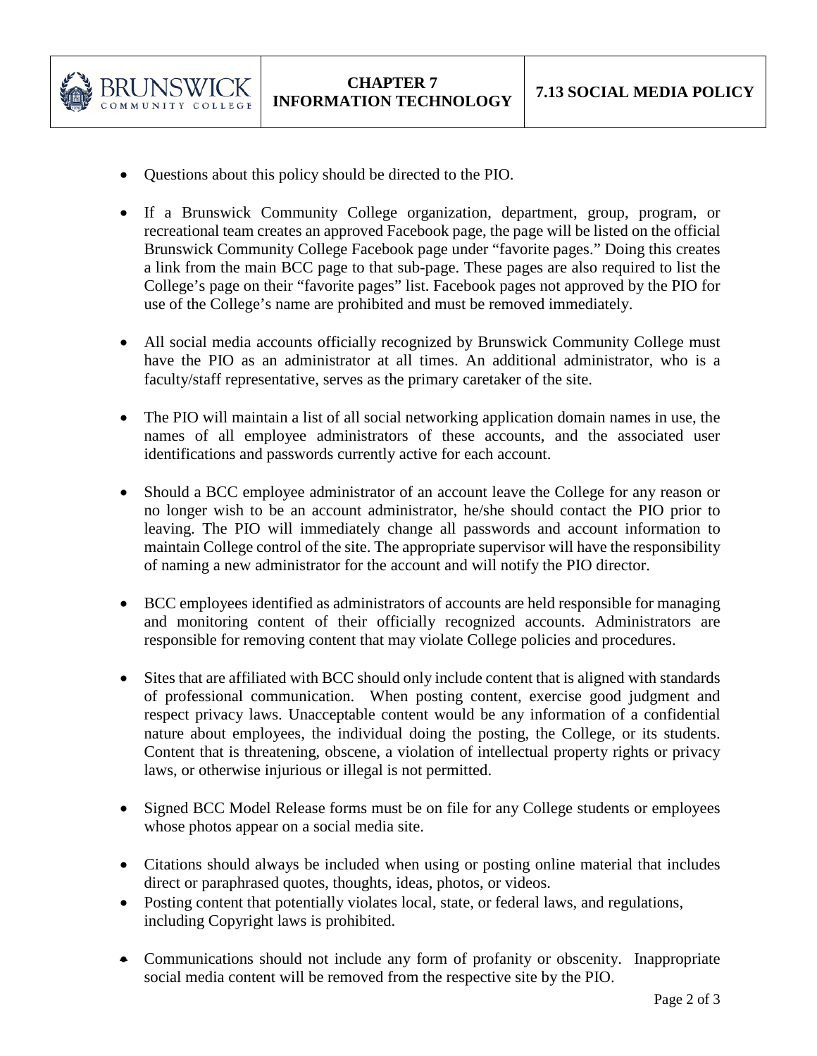- Questions about this policy should be directed to the PIO.

- If a Brunswick Community College organization, department, group, program, or recreational team creates an approved Facebook page, the page will be listed on the official Brunswick Community College Facebook page under "favorite pages." Doing this creates a link from the main BCC page to that sub-page. These pages are also required to list the College's page on their "favorite pages" list. Facebook pages not approved by the PIO for use of the College's name are prohibited and must be removed immediately.

- All social media accounts officially recognized by Brunswick Community College must have the PIO as an administrator at all times. An additional administrator, who is a faculty/staff representative, serves as the primary caretaker of the site.

- The PIO will maintain a list of all social networking application domain names in use, the names of all employee administrators of these accounts, and the associated user identifications and passwords currently active for each account.

- Should a BCC employee administrator of an account leave the College for any reason or no longer wish to be an account administrator, he/she should contact the PIO prior to leaving. The PIO will immediately change all passwords and account information to maintain College control of the site. The appropriate supervisor will have the responsibility of naming a new administrator for the account and will notify the PIO director.

- BCC employees identified as administrators of accounts are held responsible for managing and monitoring content of their officially recognized accounts. Administrators are responsible for removing content that may violate College policies and procedures.

- Sites that are affiliated with BCC should only include content that is aligned with standards of professional communication. When posting content, exercise good judgment and respect privacy laws. Unacceptable content would be any information of a confidential nature about employees, the individual doing the posting, the College, or its students. Content that is threatening, obscene, a violation of intellectual property rights or privacy laws, or otherwise injurious or illegal is not permitted.

- Signed BCC Model Release forms must be on file for any College students or employees whose photos appear on a social media site.

- Citations should always be included when using or posting online material that includes direct or paraphrased quotes, thoughts, ideas, photos, or videos.
- Posting content that potentially violates local, state, or federal laws, and regulations, including Copyright laws is prohibited.

- Communications should not include any form of profanity or obscenity. Inappropriate social media content will be removed from the respective site by the PIO.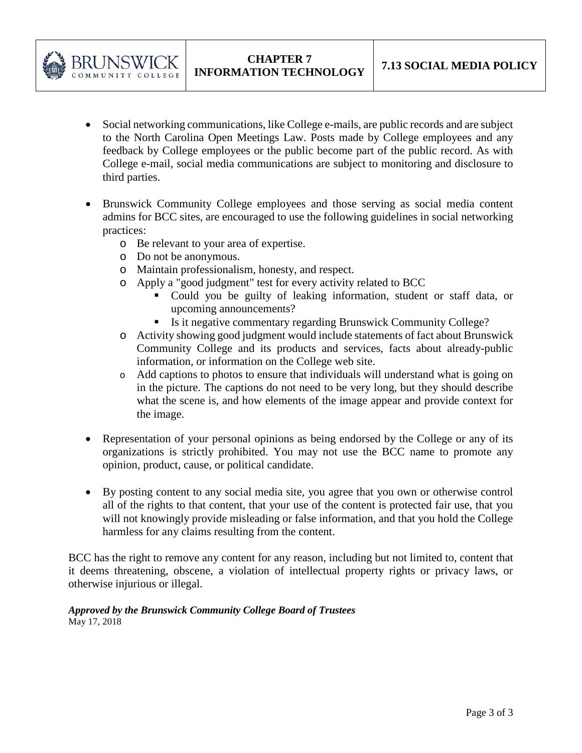- Social networking communications, like College e-mails, are public records and are subject to the North Carolina Open Meetings Law. Posts made by College employees and any feedback by College employees or the public become part of the public record. As with College e-mail, social media communications are subject to monitoring and disclosure to third parties.

- Brunswick Community College employees and those serving as social media content admins for BCC sites, are encouraged to use the following guidelines in social networking practices:
  - Be relevant to your area of expertise.
  - Do not be anonymous.
  - Maintain professionalism, honesty, and respect.
  - Apply a "good judgment" test for every activity related to BCC
    - Could you be guilty of leaking information, student or staff data, or upcoming announcements?
    - Is it negative commentary regarding Brunswick Community College?
  - Activity showing good judgment would include statements of fact about Brunswick Community College and its products and services, facts about already-public information, or information on the College web site.
  - Add captions to photos to ensure that individuals will understand what is going on in the picture. The captions do not need to be very long, but they should describe what the scene is, and how elements of the image appear and provide context for the image.

- Representation of your personal opinions as being endorsed by the College or any of its organizations is strictly prohibited. You may not use the BCC name to promote any opinion, product, cause, or political candidate.

- By posting content to any social media site, you agree that you own or otherwise control all of the rights to that content, that your use of the content is protected fair use, that you will not knowingly provide misleading or false information, and that you hold the College harmless for any claims resulting from the content.

BCC has the right to remove any content for any reason, including but not limited to, content that it deems threatening, obscene, a violation of intellectual property rights or privacy laws, or otherwise injurious or illegal.

***Approved by the Brunswick Community College Board of Trustees***
May 17, 2018